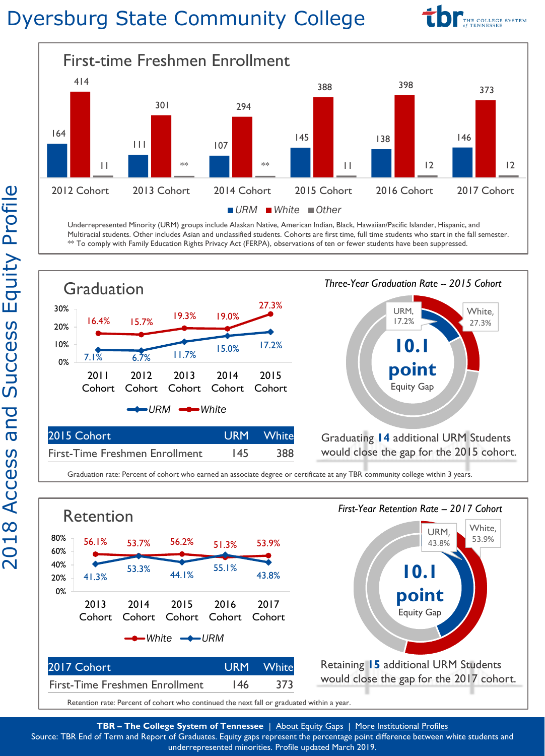# Dyersburg State Community College

tbr THE COLLEGE SYSTEM of TENNESSEE

2018 Access and Success Equity Profile

## First-time Freshmen Enrollment

| | 2012 Cohort | 2013 Cohort | 2014 Cohort | 2015 Cohort | 2016 Cohort | 2017 Cohort |
|---|---|---|---|---|---|---|
| URM | 164 | 111 | 107 | 145 | 138 | 146 |
| White | 414 | 301 | 294 | 388 | 398 | 373 |
| Other | 11 | ** | ** | 11 | 12 | 12 |

Underrepresented Minority (URM) groups include Alaskan Native, American Indian, Black, Hawaiian/Pacific Islander, Hispanic, and Multiracial students. Other includes Asian and unclassified students. Cohorts are first time, full time students who start in the fall semester.
** To comply with Family Education Rights Privacy Act (FERPA), observations of ten or fewer students have been suppressed.

## Graduation

| | 2011 Cohort | 2012 Cohort | 2013 Cohort | 2014 Cohort | 2015 Cohort |
|---|---|---|---|---|---|
| URM | 7.1% | 6.7% | 11.7% | 15.0% | 17.2% |
| White | 16.4% | 15.7% | 19.3% | 19.0% | 27.3% |

| 2015 Cohort | URM | White |
|---|---|---|
| First-Time Freshmen Enrollment | 145 | 388 |

*Three-Year Graduation Rate – 2015 Cohort*

URM, 17.2% | White, 27.3%

**10.1 point** Equity Gap

Graduating **14** additional URM Students would close the gap for the 2015 cohort.

Graduation rate: Percent of cohort who earned an associate degree or certificate at any TBR community college within 3 years.

## Retention

| | 2013 Cohort | 2014 Cohort | 2015 Cohort | 2016 Cohort | 2017 Cohort |
|---|---|---|---|---|---|
| White | 56.1% | 53.7% | 56.2% | 51.3% | 53.9% |
| URM | 41.3% | 53.3% | 44.1% | 55.1% | 43.8% |

| 2017 Cohort | URM | White |
|---|---|---|
| First-Time Freshmen Enrollment | 146 | 373 |

*First-Year Retention Rate – 2017 Cohort*

URM, 43.8% | White, 53.9%

**10.1 point** Equity Gap

Retaining **15** additional URM Students would close the gap for the 2017 cohort.

Retention rate: Percent of cohort who continued the next fall or graduated within a year.

**TBR – The College System of Tennessee** | About Equity Gaps | More Institutional Profiles
Source: TBR End of Term and Report of Graduates. Equity gaps represent the percentage point difference between white students and underrepresented minorities. Profile updated March 2019.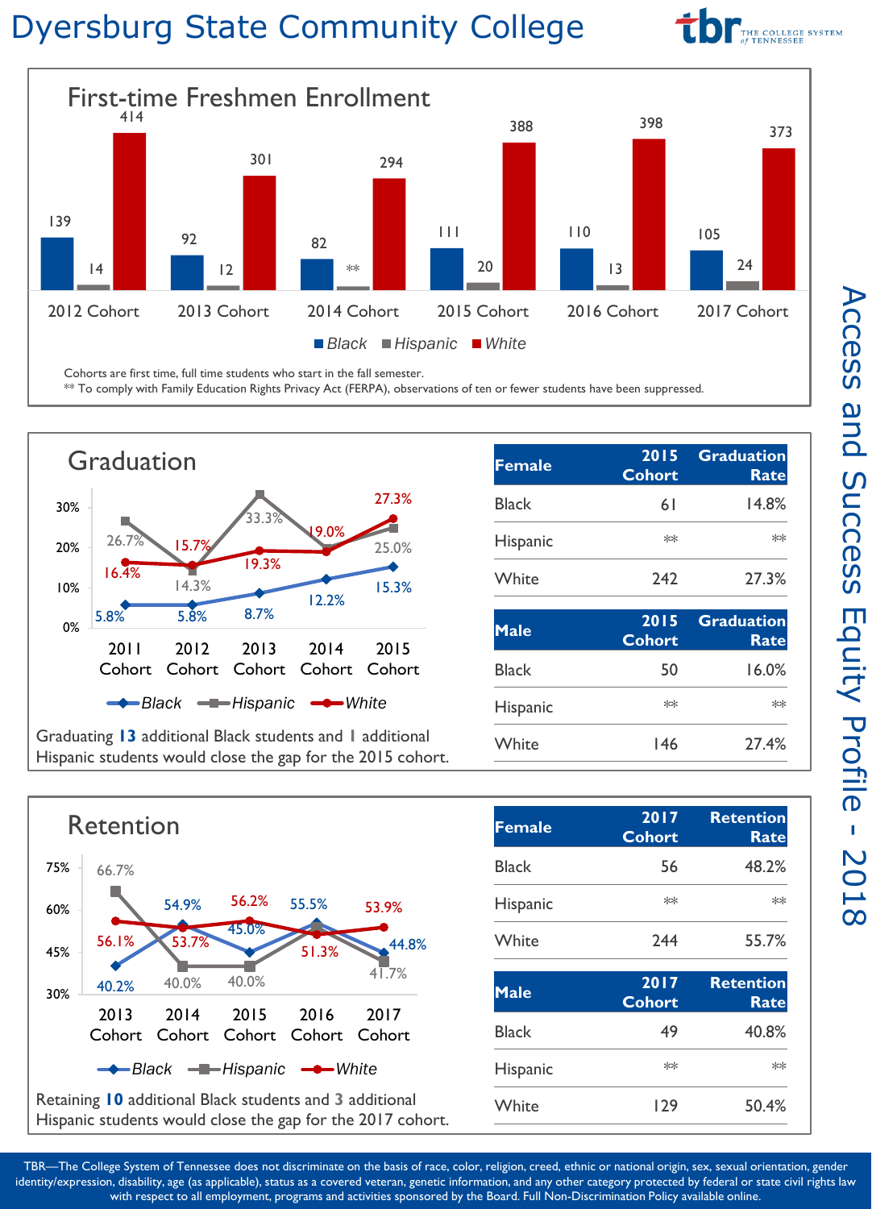# Dyersburg State Community College

tbr THE COLLEGE SYSTEM of TENNESSEE

Access and Success Equity Profile - 2018

## First-time Freshmen Enrollment

2012 Cohort: 139, 14, 414
2013 Cohort: 92, 12, 301
2014 Cohort: 82, **, 294
2015 Cohort: 111, 20, 388
2016 Cohort: 110, 13, 398
2017 Cohort: 105, 24, 373

Black, Hispanic, White

Cohorts are first time, full time students who start in the fall semester.
** To comply with Family Education Rights Privacy Act (FERPA), observations of ten or fewer students have been suppressed.

## Graduation

30%, 20%, 10%, 0%

2011 Cohort, 2012 Cohort, 2013 Cohort, 2014 Cohort, 2015 Cohort

Black: 5.8%, 5.8%, 8.7%, 12.2%, 15.3%
Hispanic: 26.7%, 14.3%, 33.3%, 25.0%
White: 16.4%, 15.7%, 19.3%, 19.0%, 27.3%

Black, Hispanic, White

Graduating **13** additional Black students and **1** additional Hispanic students would close the gap for the 2015 cohort.

| Female | 2015 Cohort | Graduation Rate |
|---|---|---|
| Black | 61 | 14.8% |
| Hispanic | ** | ** |
| White | 242 | 27.3% |

| Male | 2015 Cohort | Graduation Rate |
|---|---|---|
| Black | 50 | 16.0% |
| Hispanic | ** | ** |
| White | 146 | 27.4% |

## Retention

75%, 60%, 45%, 30%

2013 Cohort, 2014 Cohort, 2015 Cohort, 2016 Cohort, 2017 Cohort

Black: 40.2%, 54.9%, 45.0%, 55.5%, 44.8%
Hispanic: 66.7%, 40.0%, 40.0%, 41.7%
White: 56.1%, 53.7%, 56.2%, 51.3%, 53.9%

Black, Hispanic, White

Retaining **10** additional Black students and **3** additional Hispanic students would close the gap for the 2017 cohort.

| Female | 2017 Cohort | Retention Rate |
|---|---|---|
| Black | 56 | 48.2% |
| Hispanic | ** | ** |
| White | 244 | 55.7% |

| Male | 2017 Cohort | Retention Rate |
|---|---|---|
| Black | 49 | 40.8% |
| Hispanic | ** | ** |
| White | 129 | 50.4% |

TBR—The College System of Tennessee does not discriminate on the basis of race, color, religion, creed, ethnic or national origin, sex, sexual orientation, gender identity/expression, disability, age (as applicable), status as a covered veteran, genetic information, and any other category protected by federal or state civil rights law with respect to all employment, programs and activities sponsored by the Board. Full Non-Discrimination Policy available online.